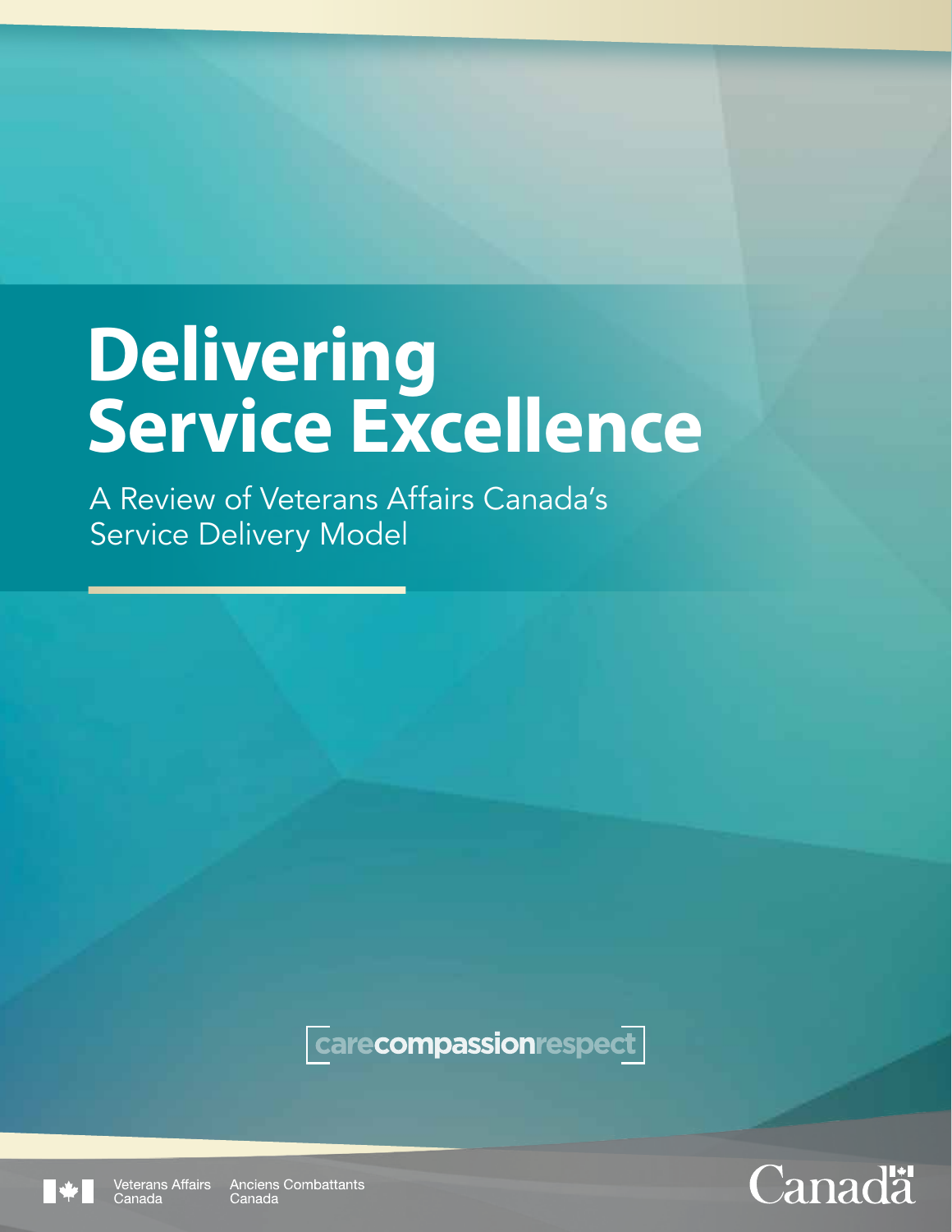# Delivering Service Excellence

A Review of Veterans Affairs Canada's Service Delivery Model

carecompassionrespect

Veterans Affairs Canada | Anciens Combattants Canada

Canada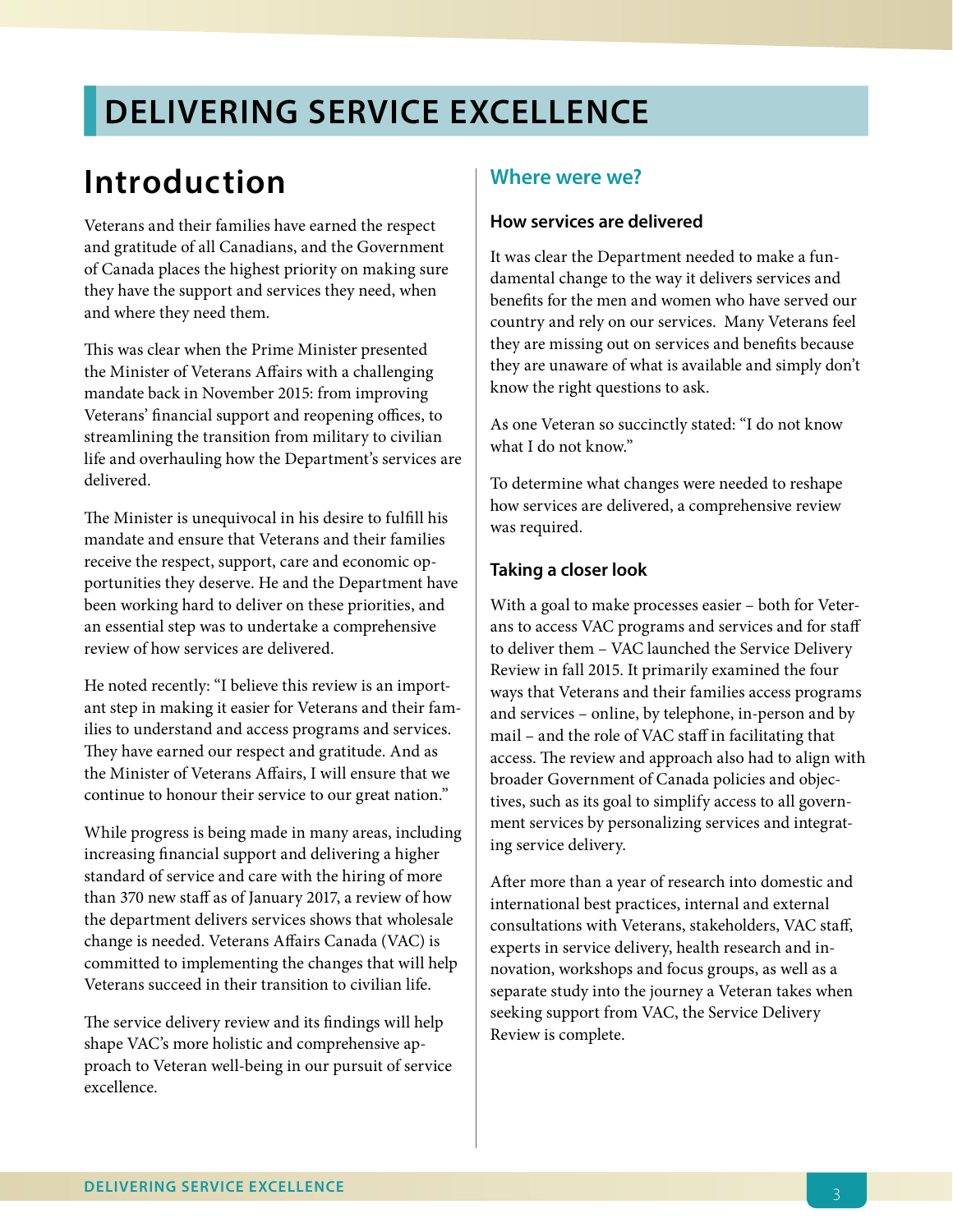# DELIVERING SERVICE EXCELLENCE

## Introduction

Veterans and their families have earned the respect and gratitude of all Canadians, and the Government of Canada places the highest priority on making sure they have the support and services they need, when and where they need them.

This was clear when the Prime Minister presented the Minister of Veterans Affairs with a challenging mandate back in November 2015: from improving Veterans' financial support and reopening offices, to streamlining the transition from military to civilian life and overhauling how the Department's services are delivered.

The Minister is unequivocal in his desire to fulfill his mandate and ensure that Veterans and their families receive the respect, support, care and economic opportunities they deserve. He and the Department have been working hard to deliver on these priorities, and an essential step was to undertake a comprehensive review of how services are delivered.

He noted recently: "I believe this review is an important step in making it easier for Veterans and their families to understand and access programs and services. They have earned our respect and gratitude. And as the Minister of Veterans Affairs, I will ensure that we continue to honour their service to our great nation."

While progress is being made in many areas, including increasing financial support and delivering a higher standard of service and care with the hiring of more than 370 new staff as of January 2017, a review of how the department delivers services shows that wholesale change is needed. Veterans Affairs Canada (VAC) is committed to implementing the changes that will help Veterans succeed in their transition to civilian life.

The service delivery review and its findings will help shape VAC's more holistic and comprehensive approach to Veteran well-being in our pursuit of service excellence.

## Where were we?

### How services are delivered

It was clear the Department needed to make a fundamental change to the way it delivers services and benefits for the men and women who have served our country and rely on our services. Many Veterans feel they are missing out on services and benefits because they are unaware of what is available and simply don't know the right questions to ask.

As one Veteran so succinctly stated: "I do not know what I do not know."

To determine what changes were needed to reshape how services are delivered, a comprehensive review was required.

### Taking a closer look

With a goal to make processes easier – both for Veterans to access VAC programs and services and for staff to deliver them – VAC launched the Service Delivery Review in fall 2015. It primarily examined the four ways that Veterans and their families access programs and services – online, by telephone, in-person and by mail – and the role of VAC staff in facilitating that access. The review and approach also had to align with broader Government of Canada policies and objectives, such as its goal to simplify access to all government services by personalizing services and integrating service delivery.

After more than a year of research into domestic and international best practices, internal and external consultations with Veterans, stakeholders, VAC staff, experts in service delivery, health research and innovation, workshops and focus groups, as well as a separate study into the journey a Veteran takes when seeking support from VAC, the Service Delivery Review is complete.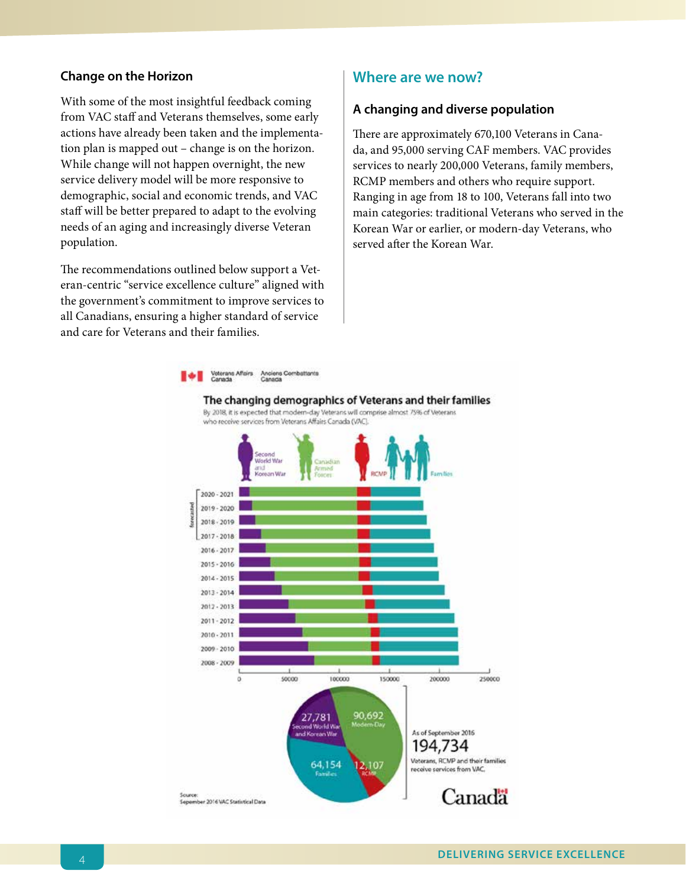### Change on the Horizon

With some of the most insightful feedback coming from VAC staff and Veterans themselves, some early actions have already been taken and the implementation plan is mapped out – change is on the horizon. While change will not happen overnight, the new service delivery model will be more responsive to demographic, social and economic trends, and VAC staff will be better prepared to adapt to the evolving needs of an aging and increasingly diverse Veteran population.

The recommendations outlined below support a Veteran-centric "service excellence culture" aligned with the government's commitment to improve services to all Canadians, ensuring a higher standard of service and care for Veterans and their families.

## Where are we now?

### A changing and diverse population

There are approximately 670,100 Veterans in Canada, and 95,000 serving CAF members. VAC provides services to nearly 200,000 Veterans, family members, RCMP members and others who require support. Ranging in age from 18 to 100, Veterans fall into two main categories: traditional Veterans who served in the Korean War or earlier, or modern-day Veterans, who served after the Korean War.

Veterans Affairs Canada | Anciens Combattants Canada

**The changing demographics of Veterans and their families**

By 2018, it is expected that modern-day Veterans will comprise almost 75% of Veterans who receive services from Veterans Affairs Canada (VAC).

Legend: Second World War and Korean War; Canadian Armed Forces; RCMP; Families

Years (2017-2018 to 2020-2021 forecasted): 2008-2009 through 2020-2021. Axis: 0, 50000, 100000, 150000, 200000, 250000

As of September 2016, **194,734** Veterans, RCMP and their families receive services from VAC.

- 27,781 Second World War and Korean War
- 90,692 Modern-Day
- 12,107 RCMP
- 64,154 Families

Source: September 2016 VAC Statistical Data

Canada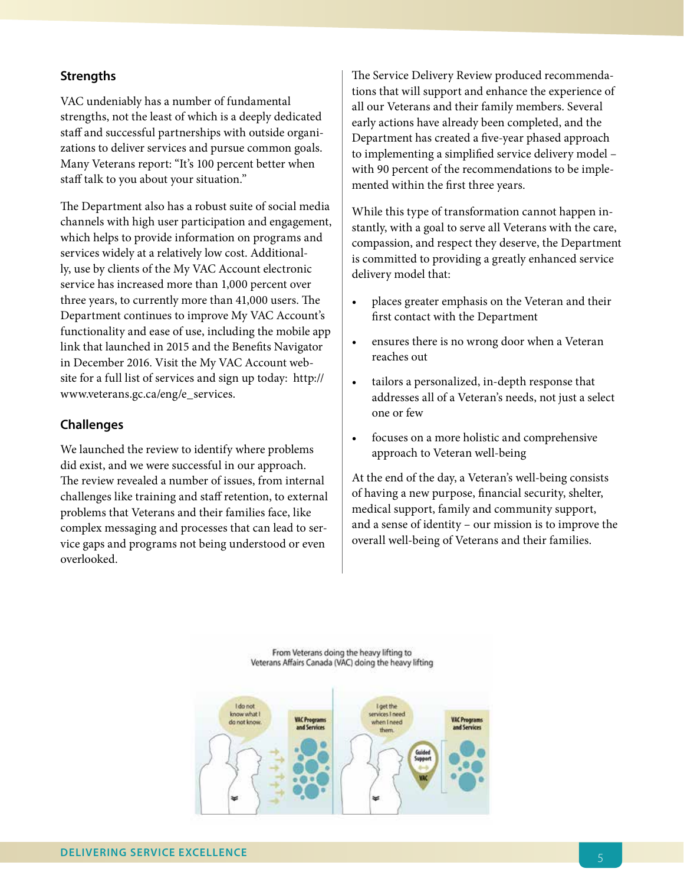## Strengths

VAC undeniably has a number of fundamental strengths, not the least of which is a deeply dedicated staff and successful partnerships with outside organizations to deliver services and pursue common goals. Many Veterans report: "It's 100 percent better when staff talk to you about your situation."

The Department also has a robust suite of social media channels with high user participation and engagement, which helps to provide information on programs and services widely at a relatively low cost. Additionally, use by clients of the My VAC Account electronic service has increased more than 1,000 percent over three years, to currently more than 41,000 users. The Department continues to improve My VAC Account's functionality and ease of use, including the mobile app link that launched in 2015 and the Benefits Navigator in December 2016. Visit the My VAC Account website for a full list of services and sign up today: http://www.veterans.gc.ca/eng/e_services.

## Challenges

We launched the review to identify where problems did exist, and we were successful in our approach. The review revealed a number of issues, from internal challenges like training and staff retention, to external problems that Veterans and their families face, like complex messaging and processes that can lead to service gaps and programs not being understood or even overlooked.

The Service Delivery Review produced recommendations that will support and enhance the experience of all our Veterans and their family members. Several early actions have already been completed, and the Department has created a five-year phased approach to implementing a simplified service delivery model – with 90 percent of the recommendations to be implemented within the first three years.

While this type of transformation cannot happen instantly, with a goal to serve all Veterans with the care, compassion, and respect they deserve, the Department is committed to providing a greatly enhanced service delivery model that:

- places greater emphasis on the Veteran and their first contact with the Department
- ensures there is no wrong door when a Veteran reaches out
- tailors a personalized, in-depth response that addresses all of a Veteran's needs, not just a select one or few
- focuses on a more holistic and comprehensive approach to Veteran well-being

At the end of the day, a Veteran's well-being consists of having a new purpose, financial security, shelter, medical support, family and community support, and a sense of identity – our mission is to improve the overall well-being of Veterans and their families.

From Veterans doing the heavy lifting to Veterans Affairs Canada (VAC) doing the heavy lifting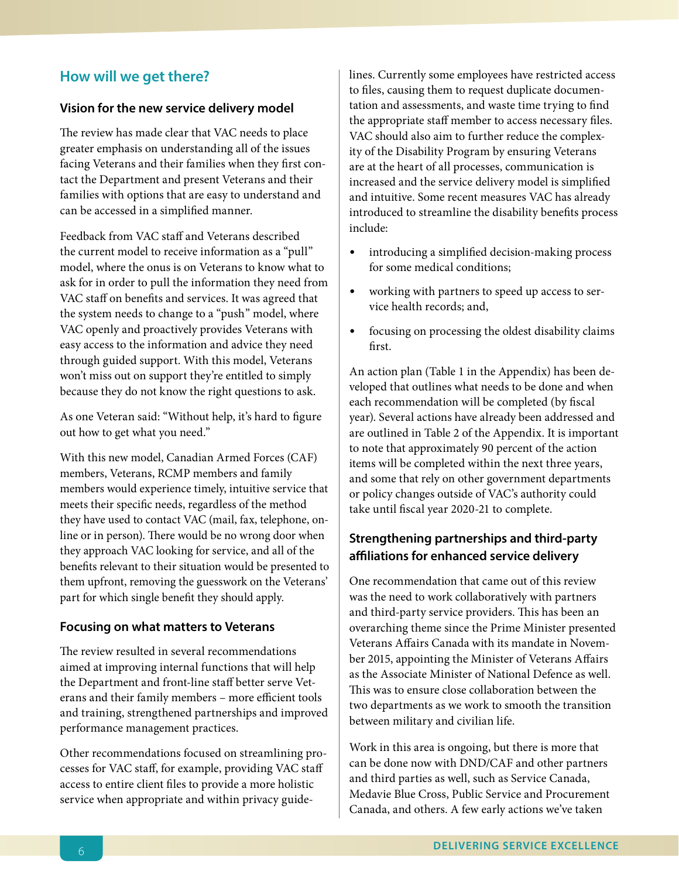## How will we get there?

### Vision for the new service delivery model

The review has made clear that VAC needs to place greater emphasis on understanding all of the issues facing Veterans and their families when they first contact the Department and present Veterans and their families with options that are easy to understand and can be accessed in a simplified manner.

Feedback from VAC staff and Veterans described the current model to receive information as a "pull" model, where the onus is on Veterans to know what to ask for in order to pull the information they need from VAC staff on benefits and services. It was agreed that the system needs to change to a "push" model, where VAC openly and proactively provides Veterans with easy access to the information and advice they need through guided support. With this model, Veterans won't miss out on support they're entitled to simply because they do not know the right questions to ask.

As one Veteran said: "Without help, it's hard to figure out how to get what you need."

With this new model, Canadian Armed Forces (CAF) members, Veterans, RCMP members and family members would experience timely, intuitive service that meets their specific needs, regardless of the method they have used to contact VAC (mail, fax, telephone, online or in person). There would be no wrong door when they approach VAC looking for service, and all of the benefits relevant to their situation would be presented to them upfront, removing the guesswork on the Veterans' part for which single benefit they should apply.

### Focusing on what matters to Veterans

The review resulted in several recommendations aimed at improving internal functions that will help the Department and front-line staff better serve Veterans and their family members – more efficient tools and training, strengthened partnerships and improved performance management practices.

Other recommendations focused on streamlining processes for VAC staff, for example, providing VAC staff access to entire client files to provide a more holistic service when appropriate and within privacy guidelines. Currently some employees have restricted access to files, causing them to request duplicate documentation and assessments, and waste time trying to find the appropriate staff member to access necessary files. VAC should also aim to further reduce the complexity of the Disability Program by ensuring Veterans are at the heart of all processes, communication is increased and the service delivery model is simplified and intuitive. Some recent measures VAC has already introduced to streamline the disability benefits process include:

- introducing a simplified decision-making process for some medical conditions;
- working with partners to speed up access to service health records; and,
- focusing on processing the oldest disability claims first.

An action plan (Table 1 in the Appendix) has been developed that outlines what needs to be done and when each recommendation will be completed (by fiscal year). Several actions have already been addressed and are outlined in Table 2 of the Appendix. It is important to note that approximately 90 percent of the action items will be completed within the next three years, and some that rely on other government departments or policy changes outside of VAC's authority could take until fiscal year 2020-21 to complete.

### Strengthening partnerships and third-party affiliations for enhanced service delivery

One recommendation that came out of this review was the need to work collaboratively with partners and third-party service providers. This has been an overarching theme since the Prime Minister presented Veterans Affairs Canada with its mandate in November 2015, appointing the Minister of Veterans Affairs as the Associate Minister of National Defence as well. This was to ensure close collaboration between the two departments as we work to smooth the transition between military and civilian life.

Work in this area is ongoing, but there is more that can be done now with DND/CAF and other partners and third parties as well, such as Service Canada, Medavie Blue Cross, Public Service and Procurement Canada, and others. A few early actions we've taken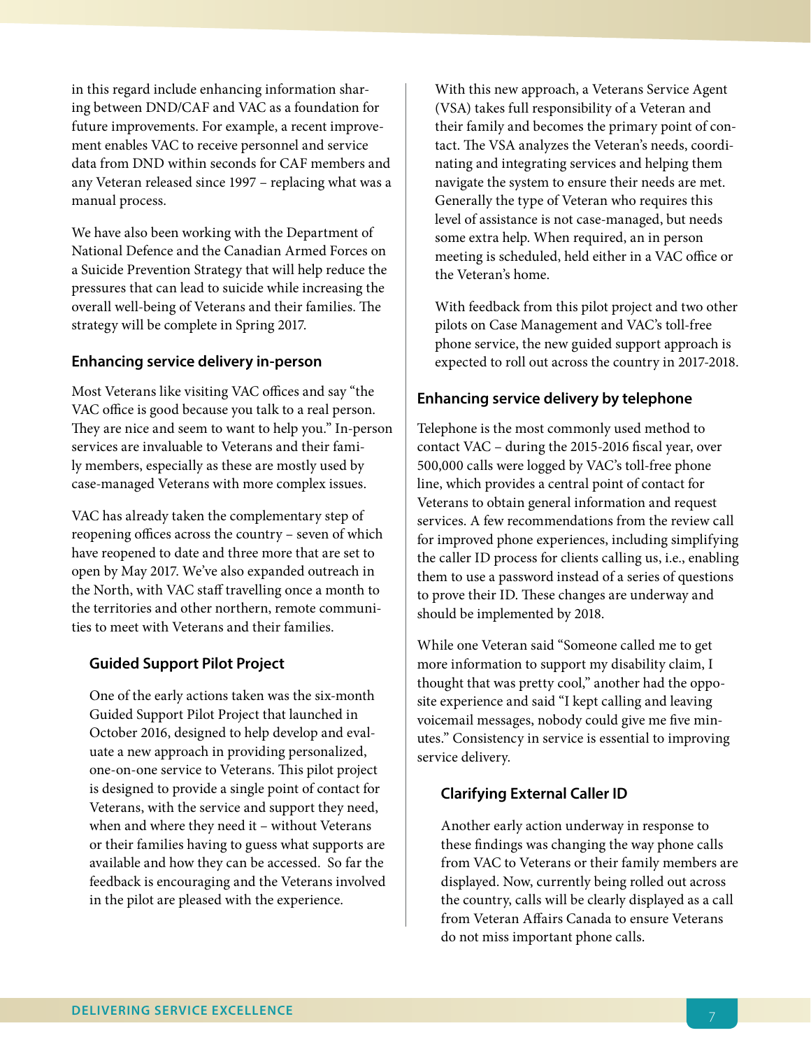in this regard include enhancing information sharing between DND/CAF and VAC as a foundation for future improvements. For example, a recent improvement enables VAC to receive personnel and service data from DND within seconds for CAF members and any Veteran released since 1997 – replacing what was a manual process.

We have also been working with the Department of National Defence and the Canadian Armed Forces on a Suicide Prevention Strategy that will help reduce the pressures that can lead to suicide while increasing the overall well-being of Veterans and their families. The strategy will be complete in Spring 2017.

## Enhancing service delivery in-person

Most Veterans like visiting VAC offices and say "the VAC office is good because you talk to a real person. They are nice and seem to want to help you." In-person services are invaluable to Veterans and their family members, especially as these are mostly used by case-managed Veterans with more complex issues.

VAC has already taken the complementary step of reopening offices across the country – seven of which have reopened to date and three more that are set to open by May 2017. We've also expanded outreach in the North, with VAC staff travelling once a month to the territories and other northern, remote communities to meet with Veterans and their families.

### Guided Support Pilot Project

One of the early actions taken was the six-month Guided Support Pilot Project that launched in October 2016, designed to help develop and evaluate a new approach in providing personalized, one-on-one service to Veterans. This pilot project is designed to provide a single point of contact for Veterans, with the service and support they need, when and where they need it – without Veterans or their families having to guess what supports are available and how they can be accessed. So far the feedback is encouraging and the Veterans involved in the pilot are pleased with the experience.

With this new approach, a Veterans Service Agent (VSA) takes full responsibility of a Veteran and their family and becomes the primary point of contact. The VSA analyzes the Veteran's needs, coordinating and integrating services and helping them navigate the system to ensure their needs are met. Generally the type of Veteran who requires this level of assistance is not case-managed, but needs some extra help. When required, an in person meeting is scheduled, held either in a VAC office or the Veteran's home.

With feedback from this pilot project and two other pilots on Case Management and VAC's toll-free phone service, the new guided support approach is expected to roll out across the country in 2017-2018.

## Enhancing service delivery by telephone

Telephone is the most commonly used method to contact VAC – during the 2015-2016 fiscal year, over 500,000 calls were logged by VAC's toll-free phone line, which provides a central point of contact for Veterans to obtain general information and request services. A few recommendations from the review call for improved phone experiences, including simplifying the caller ID process for clients calling us, i.e., enabling them to use a password instead of a series of questions to prove their ID. These changes are underway and should be implemented by 2018.

While one Veteran said "Someone called me to get more information to support my disability claim, I thought that was pretty cool," another had the opposite experience and said "I kept calling and leaving voicemail messages, nobody could give me five minutes." Consistency in service is essential to improving service delivery.

### Clarifying External Caller ID

Another early action underway in response to these findings was changing the way phone calls from VAC to Veterans or their family members are displayed. Now, currently being rolled out across the country, calls will be clearly displayed as a call from Veteran Affairs Canada to ensure Veterans do not miss important phone calls.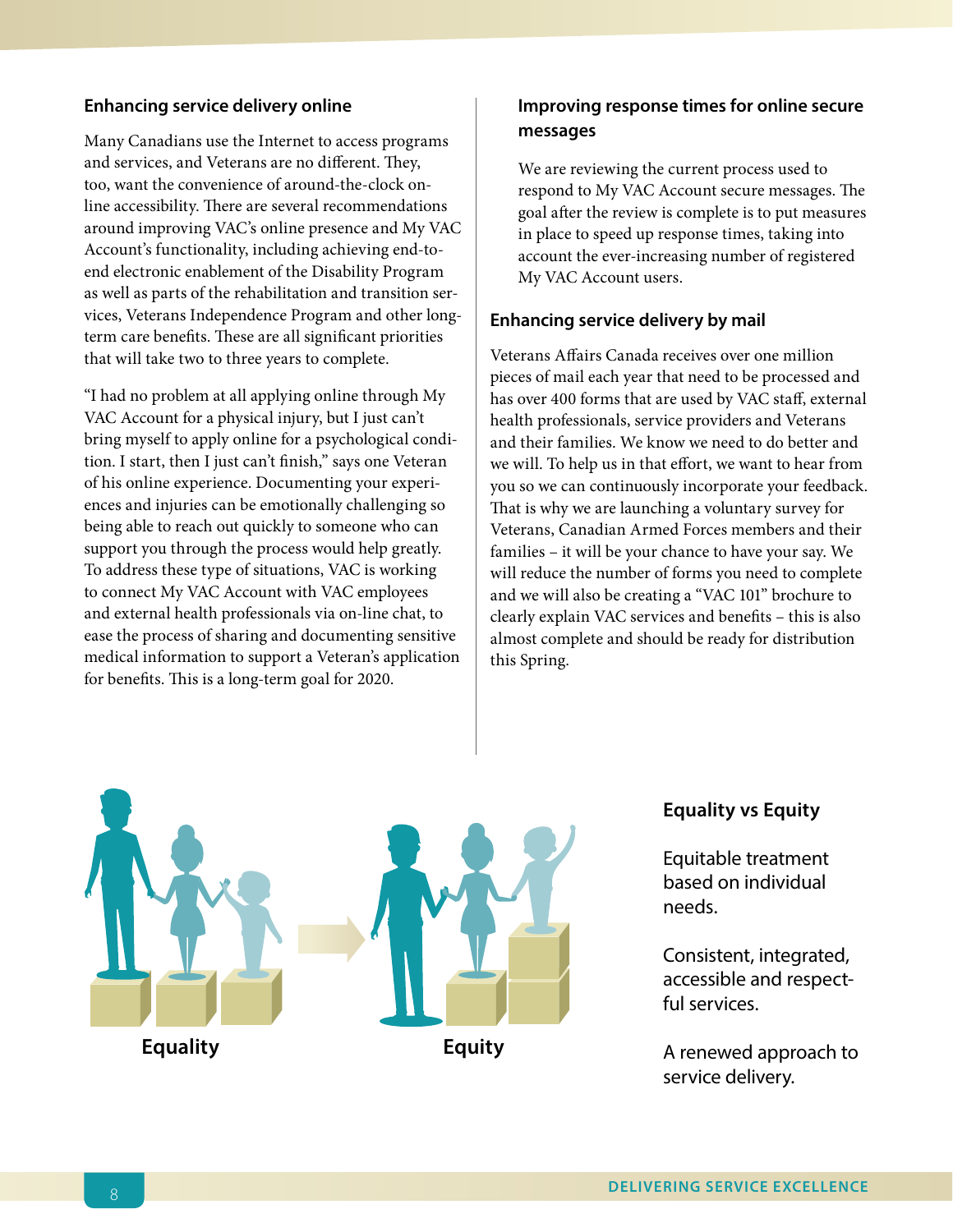## Enhancing service delivery online

Many Canadians use the Internet to access programs and services, and Veterans are no different. They, too, want the convenience of around-the-clock on-line accessibility. There are several recommendations around improving VAC's online presence and My VAC Account's functionality, including achieving end-to-end electronic enablement of the Disability Program as well as parts of the rehabilitation and transition services, Veterans Independence Program and other long-term care benefits. These are all significant priorities that will take two to three years to complete.

"I had no problem at all applying online through My VAC Account for a physical injury, but I just can't bring myself to apply online for a psychological condition. I start, then I just can't finish," says one Veteran of his online experience. Documenting your experiences and injuries can be emotionally challenging so being able to reach out quickly to someone who can support you through the process would help greatly. To address these type of situations, VAC is working to connect My VAC Account with VAC employees and external health professionals via on-line chat, to ease the process of sharing and documenting sensitive medical information to support a Veteran's application for benefits. This is a long-term goal for 2020.

### Improving response times for online secure messages

We are reviewing the current process used to respond to My VAC Account secure messages. The goal after the review is complete is to put measures in place to speed up response times, taking into account the ever-increasing number of registered My VAC Account users.

## Enhancing service delivery by mail

Veterans Affairs Canada receives over one million pieces of mail each year that need to be processed and has over 400 forms that are used by VAC staff, external health professionals, service providers and Veterans and their families. We know we need to do better and we will. To help us in that effort, we want to hear from you so we can continuously incorporate your feedback. That is why we are launching a voluntary survey for Veterans, Canadian Armed Forces members and their families – it will be your chance to have your say. We will reduce the number of forms you need to complete and we will also be creating a "VAC 101" brochure to clearly explain VAC services and benefits – this is also almost complete and should be ready for distribution this Spring.

Equality

Equity

### Equality vs Equity

Equitable treatment based on individual needs.

Consistent, integrated, accessible and respectful services.

A renewed approach to service delivery.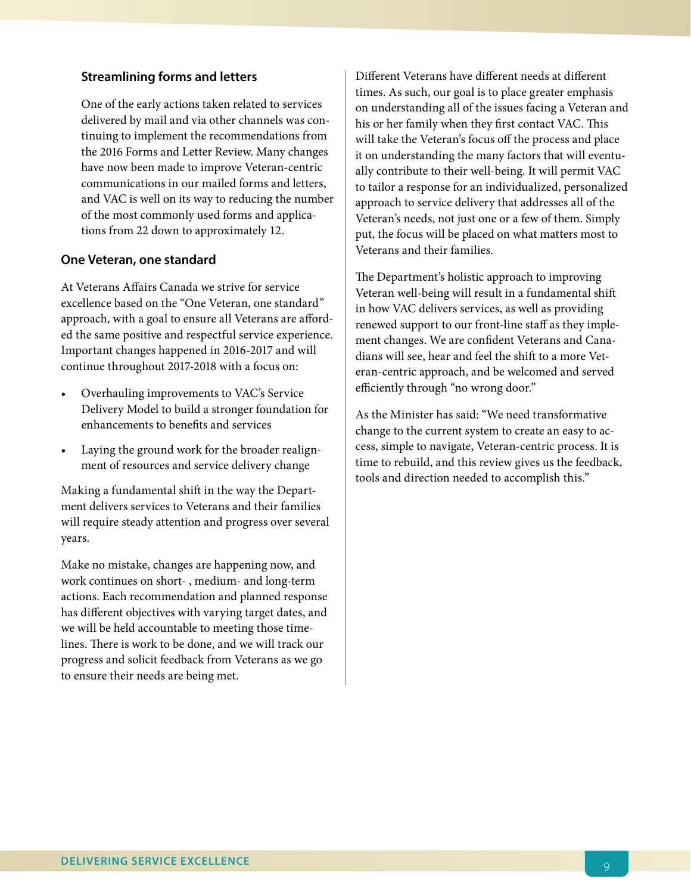### Streamlining forms and letters

One of the early actions taken related to services delivered by mail and via other channels was continuing to implement the recommendations from the 2016 Forms and Letter Review. Many changes have now been made to improve Veteran-centric communications in our mailed forms and letters, and VAC is well on its way to reducing the number of the most commonly used forms and applications from 22 down to approximately 12.

## One Veteran, one standard

At Veterans Affairs Canada we strive for service excellence based on the "One Veteran, one standard" approach, with a goal to ensure all Veterans are afforded the same positive and respectful service experience. Important changes happened in 2016-2017 and will continue throughout 2017-2018 with a focus on:

- Overhauling improvements to VAC's Service Delivery Model to build a stronger foundation for enhancements to benefits and services
- Laying the ground work for the broader realignment of resources and service delivery change

Making a fundamental shift in the way the Department delivers services to Veterans and their families will require steady attention and progress over several years.

Make no mistake, changes are happening now, and work continues on short- , medium- and long-term actions. Each recommendation and planned response has different objectives with varying target dates, and we will be held accountable to meeting those timelines. There is work to be done, and we will track our progress and solicit feedback from Veterans as we go to ensure their needs are being met.

Different Veterans have different needs at different times. As such, our goal is to place greater emphasis on understanding all of the issues facing a Veteran and his or her family when they first contact VAC. This will take the Veteran's focus off the process and place it on understanding the many factors that will eventually contribute to their well-being. It will permit VAC to tailor a response for an individualized, personalized approach to service delivery that addresses all of the Veteran's needs, not just one or a few of them. Simply put, the focus will be placed on what matters most to Veterans and their families.

The Department's holistic approach to improving Veteran well-being will result in a fundamental shift in how VAC delivers services, as well as providing renewed support to our front-line staff as they implement changes. We are confident Veterans and Canadians will see, hear and feel the shift to a more Veteran-centric approach, and be welcomed and served efficiently through "no wrong door."

As the Minister has said: "We need transformative change to the current system to create an easy to access, simple to navigate, Veteran-centric process. It is time to rebuild, and this review gives us the feedback, tools and direction needed to accomplish this."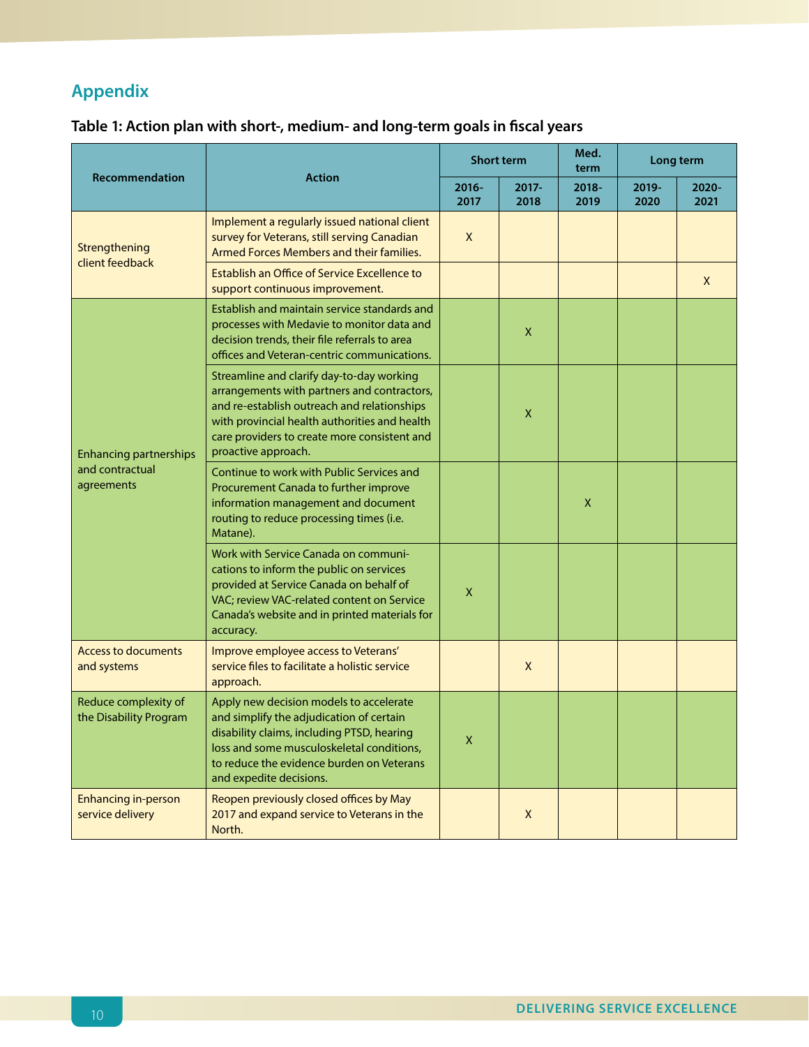## Appendix

### Table 1: Action plan with short-, medium- and long-term goals in fiscal years

| Recommendation | Action | Short term | | Med. term | Long term | |
|---|---|---|---|---|---|---|
| | | 2016-2017 | 2017-2018 | 2018-2019 | 2019-2020 | 2020-2021 |
| Strengthening client feedback | Implement a regularly issued national client survey for Veterans, still serving Canadian Armed Forces Members and their families. | X | | | | |
| | Establish an Office of Service Excellence to support continuous improvement. | | | | | X |
| Enhancing partnerships and contractual agreements | Establish and maintain service standards and processes with Medavie to monitor data and decision trends, their file referrals to area offices and Veteran-centric communications. | | X | | | |
| | Streamline and clarify day-to-day working arrangements with partners and contractors, and re-establish outreach and relationships with provincial health authorities and health care providers to create more consistent and proactive approach. | | X | | | |
| | Continue to work with Public Services and Procurement Canada to further improve information management and document routing to reduce processing times (i.e. Matane). | | | X | | |
| | Work with Service Canada on communications to inform the public on services provided at Service Canada on behalf of VAC; review VAC-related content on Service Canada's website and in printed materials for accuracy. | X | | | | |
| Access to documents and systems | Improve employee access to Veterans' service files to facilitate a holistic service approach. | | X | | | |
| Reduce complexity of the Disability Program | Apply new decision models to accelerate and simplify the adjudication of certain disability claims, including PTSD, hearing loss and some musculoskeletal conditions, to reduce the evidence burden on Veterans and expedite decisions. | X | | | | |
| Enhancing in-person service delivery | Reopen previously closed offices by May 2017 and expand service to Veterans in the North. | | X | | | |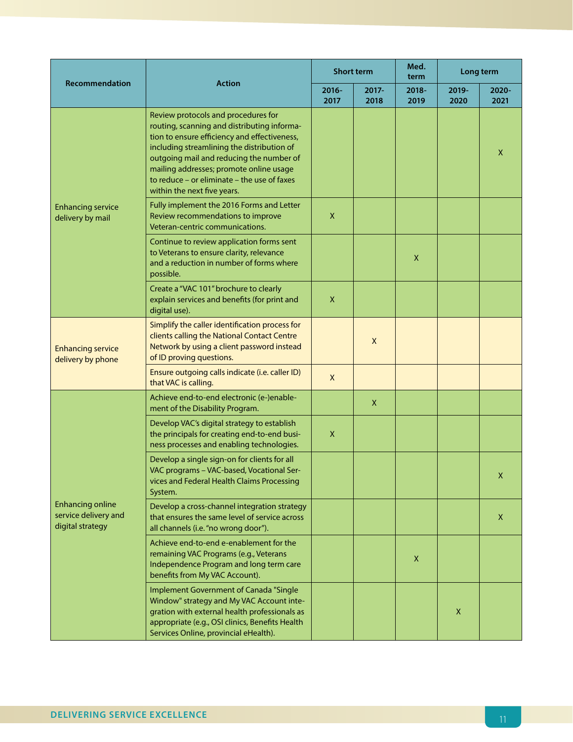| Recommendation | Action | Short term | | Med. term | Long term | |
|---|---|---|---|---|---|---|
| | | 2016-2017 | 2017-2018 | 2018-2019 | 2019-2020 | 2020-2021 |
| Enhancing service delivery by mail | Review protocols and procedures for routing, scanning and distributing information to ensure efficiency and effectiveness, including streamlining the distribution of outgoing mail and reducing the number of mailing addresses; promote online usage to reduce – or eliminate – the use of faxes within the next five years. | | | | | X |
| | Fully implement the 2016 Forms and Letter Review recommendations to improve Veteran-centric communications. | X | | | | |
| | Continue to review application forms sent to Veterans to ensure clarity, relevance and a reduction in number of forms where possible. | | | X | | |
| | Create a "VAC 101" brochure to clearly explain services and benefits (for print and digital use). | X | | | | |
| Enhancing service delivery by phone | Simplify the caller identification process for clients calling the National Contact Centre Network by using a client password instead of ID proving questions. | | X | | | |
| | Ensure outgoing calls indicate (i.e. caller ID) that VAC is calling. | X | | | | |
| Enhancing online service delivery and digital strategy | Achieve end-to-end electronic (e-)enablement of the Disability Program. | | X | | | |
| | Develop VAC's digital strategy to establish the principals for creating end-to-end business processes and enabling technologies. | X | | | | |
| | Develop a single sign-on for clients for all VAC programs – VAC-based, Vocational Services and Federal Health Claims Processing System. | | | | | X |
| | Develop a cross-channel integration strategy that ensures the same level of service across all channels (i.e. "no wrong door"). | | | | | X |
| | Achieve end-to-end e-enablement for the remaining VAC Programs (e.g., Veterans Independence Program and long term care benefits from My VAC Account). | | | X | | |
| | Implement Government of Canada "Single Window" strategy and My VAC Account integration with external health professionals as appropriate (e.g., OSI clinics, Benefits Health Services Online, provincial eHealth). | | | | X | |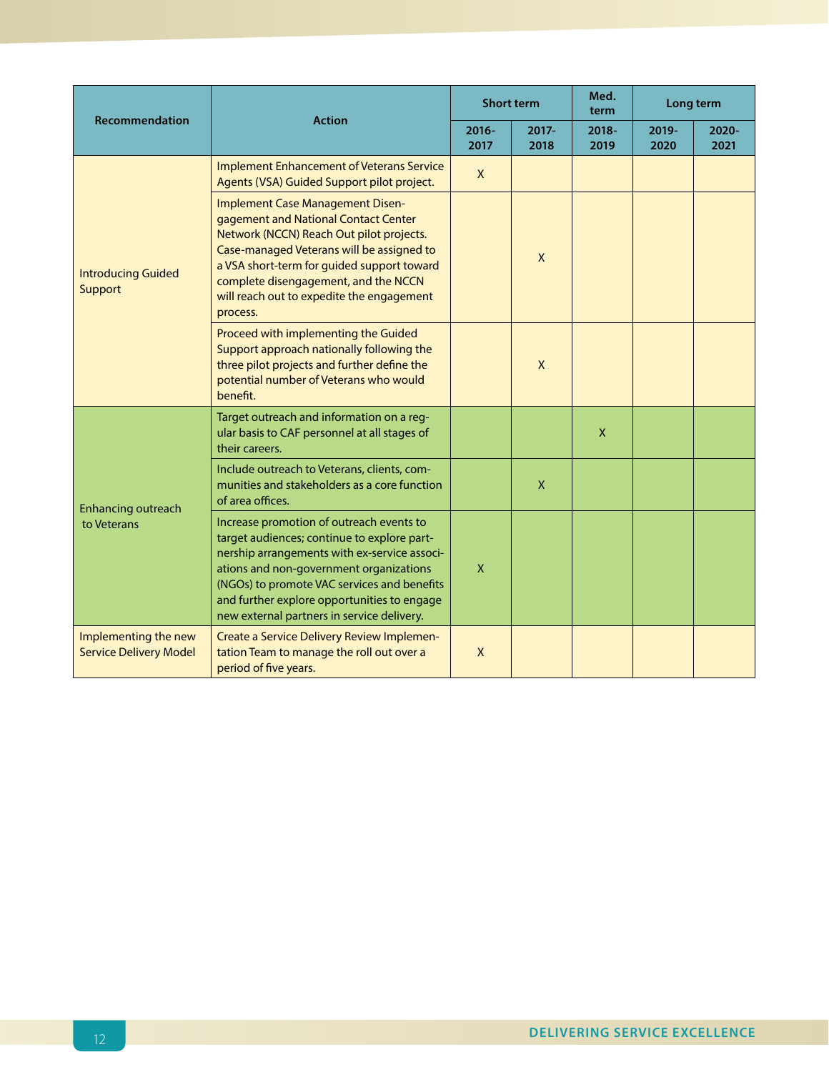| Recommendation | Action | Short term | | Med. term | Long term | |
|---|---|---|---|---|---|---|
| | | 2016-2017 | 2017-2018 | 2018-2019 | 2019-2020 | 2020-2021 |
| Introducing Guided Support | Implement Enhancement of Veterans Service Agents (VSA) Guided Support pilot project. | X | | | | |
| | Implement Case Management Disengagement and National Contact Center Network (NCCN) Reach Out pilot projects. Case-managed Veterans will be assigned to a VSA short-term for guided support toward complete disengagement, and the NCCN will reach out to expedite the engagement process. | | X | | | |
| | Proceed with implementing the Guided Support approach nationally following the three pilot projects and further define the potential number of Veterans who would benefit. | | X | | | |
| Enhancing outreach to Veterans | Target outreach and information on a regular basis to CAF personnel at all stages of their careers. | | | X | | |
| | Include outreach to Veterans, clients, communities and stakeholders as a core function of area offices. | | X | | | |
| | Increase promotion of outreach events to target audiences; continue to explore partnership arrangements with ex-service associations and non-government organizations (NGOs) to promote VAC services and benefits and further explore opportunities to engage new external partners in service delivery. | X | | | | |
| Implementing the new Service Delivery Model | Create a Service Delivery Review Implementation Team to manage the roll out over a period of five years. | X | | | | |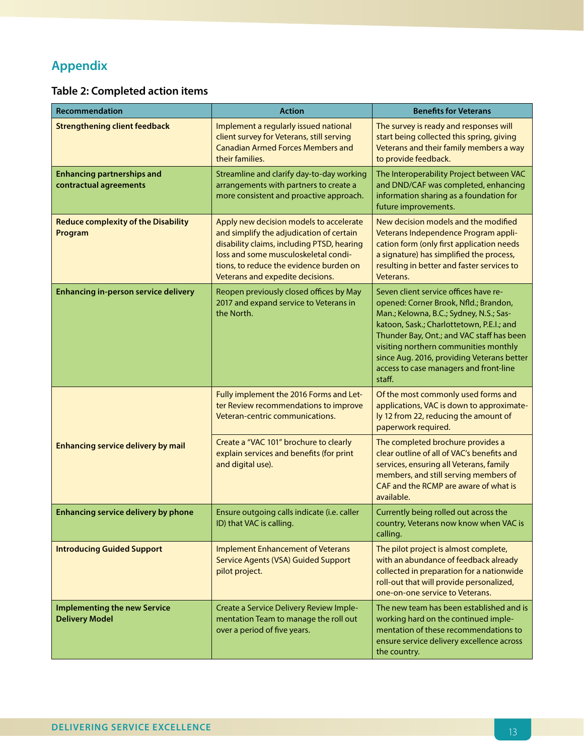## Appendix

### Table 2: Completed action items

| Recommendation | Action | Benefits for Veterans |
|---|---|---|
| **Strengthening client feedback** | Implement a regularly issued national client survey for Veterans, still serving Canadian Armed Forces Members and their families. | The survey is ready and responses will start being collected this spring, giving Veterans and their family members a way to provide feedback. |
| **Enhancing partnerships and contractual agreements** | Streamline and clarify day-to-day working arrangements with partners to create a more consistent and proactive approach. | The Interoperability Project between VAC and DND/CAF was completed, enhancing information sharing as a foundation for future improvements. |
| **Reduce complexity of the Disability Program** | Apply new decision models to accelerate and simplify the adjudication of certain disability claims, including PTSD, hearing loss and some musculoskeletal conditions, to reduce the evidence burden on Veterans and expedite decisions. | New decision models and the modified Veterans Independence Program application form (only first application needs a signature) has simplified the process, resulting in better and faster services to Veterans. |
| **Enhancing in-person service delivery** | Reopen previously closed offices by May 2017 and expand service to Veterans in the North. | Seven client service offices have reopened: Corner Brook, Nfld.; Brandon, Man.; Kelowna, B.C.; Sydney, N.S.; Saskatoon, Sask.; Charlottetown, P.E.I.; and Thunder Bay, Ont.; and VAC staff has been visiting northern communities monthly since Aug. 2016, providing Veterans better access to case managers and front-line staff. |
| **Enhancing service delivery by mail** | Fully implement the 2016 Forms and Letter Review recommendations to improve Veteran-centric communications. | Of the most commonly used forms and applications, VAC is down to approximately 12 from 22, reducing the amount of paperwork required. |
| | Create a "VAC 101" brochure to clearly explain services and benefits (for print and digital use). | The completed brochure provides a clear outline of all of VAC's benefits and services, ensuring all Veterans, family members, and still serving members of CAF and the RCMP are aware of what is available. |
| **Enhancing service delivery by phone** | Ensure outgoing calls indicate (i.e. caller ID) that VAC is calling. | Currently being rolled out across the country, Veterans now know when VAC is calling. |
| **Introducing Guided Support** | Implement Enhancement of Veterans Service Agents (VSA) Guided Support pilot project. | The pilot project is almost complete, with an abundance of feedback already collected in preparation for a nationwide roll-out that will provide personalized, one-on-one service to Veterans. |
| **Implementing the new Service Delivery Model** | Create a Service Delivery Review Implementation Team to manage the roll out over a period of five years. | The new team has been established and is working hard on the continued implementation of these recommendations to ensure service delivery excellence across the country. |